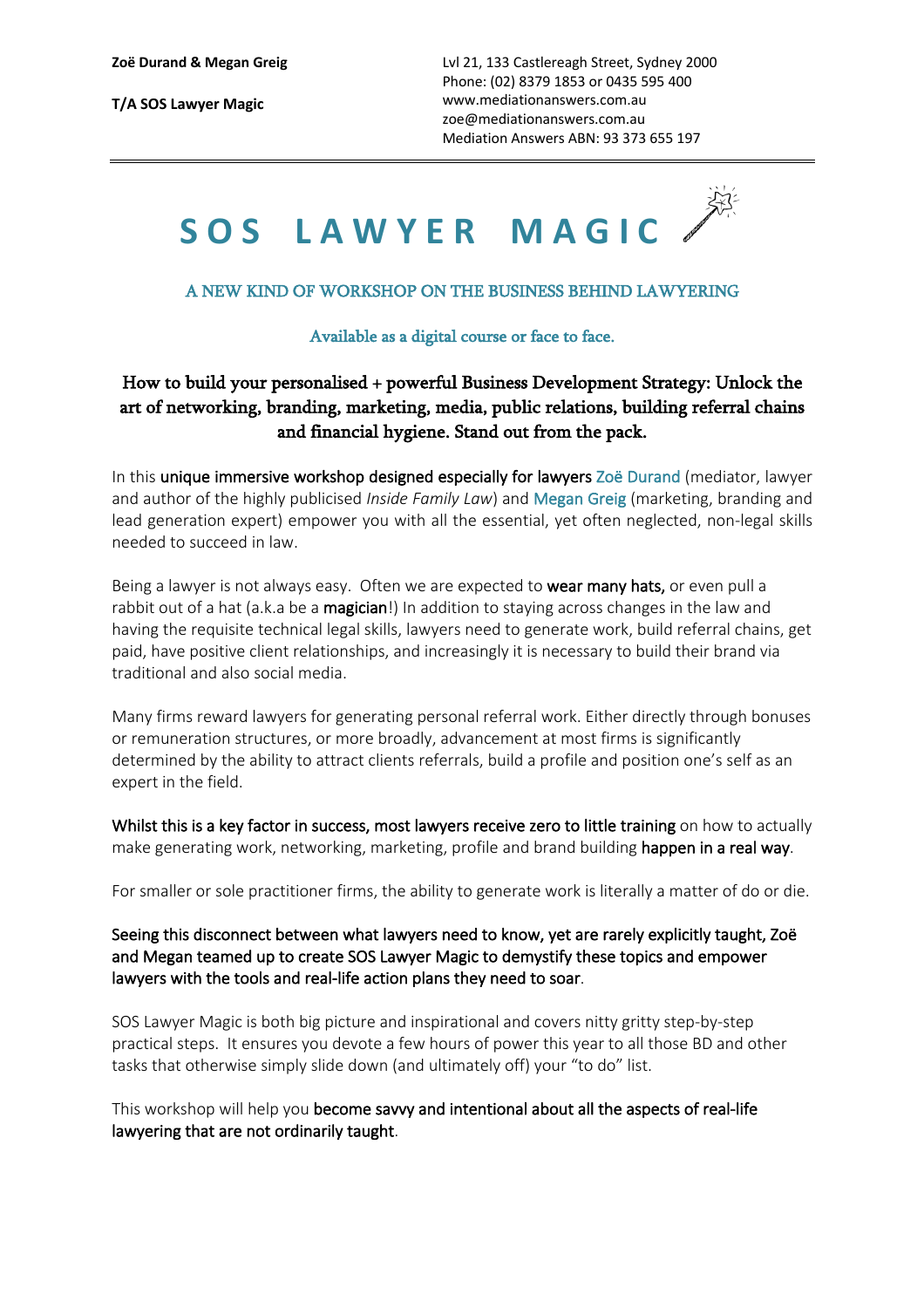**Zoë Durand & Megan Greig**

**T/A SOS Lawyer Magic**

Lvl 21, 133 Castlereagh Street, Sydney 2000
Phone: (02) 8379 1853 or 0435 595 400
www.mediationanswers.com.au
zoe@mediationanswers.com.au
Mediation Answers ABN: 93 373 655 197

# SOS LAWYER MAGIC

A NEW KIND OF WORKSHOP ON THE BUSINESS BEHIND LAWYERING

Available as a digital course or face to face.

## How to build your personalised + powerful Business Development Strategy: Unlock the art of networking, branding, marketing, media, public relations, building referral chains and financial hygiene. Stand out from the pack.

In this **unique immersive workshop designed especially for lawyers** Zoë Durand (mediator, lawyer and author of the highly publicised *Inside Family Law*) and Megan Greig (marketing, branding and lead generation expert) empower you with all the essential, yet often neglected, non-legal skills needed to succeed in law.

Being a lawyer is not always easy. Often we are expected to **wear many hats,** or even pull a rabbit out of a hat (a.k.a be a **magician**!) In addition to staying across changes in the law and having the requisite technical legal skills, lawyers need to generate work, build referral chains, get paid, have positive client relationships, and increasingly it is necessary to build their brand via traditional and also social media.

Many firms reward lawyers for generating personal referral work. Either directly through bonuses or remuneration structures, or more broadly, advancement at most firms is significantly determined by the ability to attract clients referrals, build a profile and position one's self as an expert in the field.

**Whilst this is a key factor in success, most lawyers receive zero to little training** on how to actually make generating work, networking, marketing, profile and brand building **happen in a real way**.

For smaller or sole practitioner firms, the ability to generate work is literally a matter of do or die.

**Seeing this disconnect between what lawyers need to know, yet are rarely explicitly taught, Zoë and Megan teamed up to create SOS Lawyer Magic to demystify these topics and empower lawyers with the tools and real-life action plans they need to soar**.

SOS Lawyer Magic is both big picture and inspirational and covers nitty gritty step-by-step practical steps. It ensures you devote a few hours of power this year to all those BD and other tasks that otherwise simply slide down (and ultimately off) your "to do" list.

This workshop will help you **become savvy and intentional about all the aspects of real-life lawyering that are not ordinarily taught**.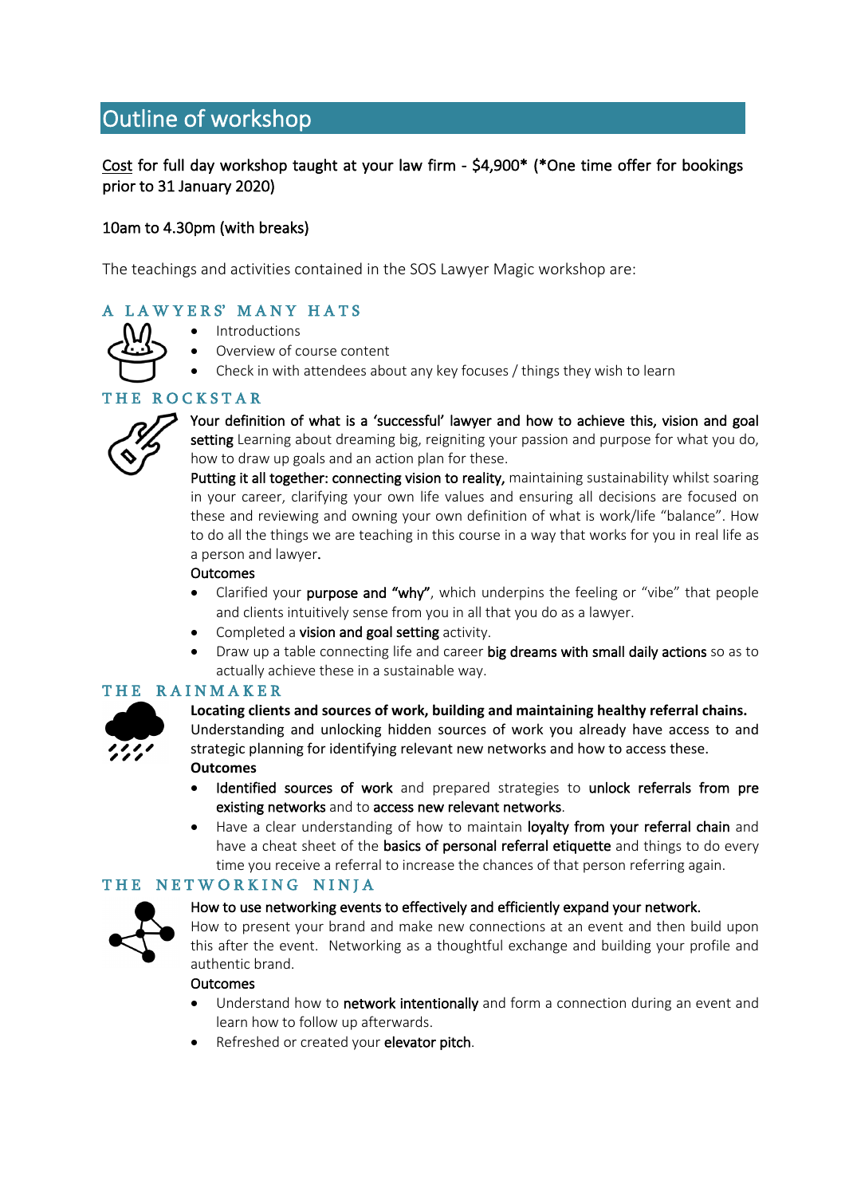# Outline of workshop

Cost for full day workshop taught at your law firm - $4,900* (*One time offer for bookings prior to 31 January 2020)

10am to 4.30pm (with breaks)

The teachings and activities contained in the SOS Lawyer Magic workshop are:

## A LAWYERS' MANY HATS

- Introductions
- Overview of course content
- Check in with attendees about any key focuses / things they wish to learn

## THE ROCKSTAR

**Your definition of what is a 'successful' lawyer and how to achieve this, vision and goal setting** Learning about dreaming big, reigniting your passion and purpose for what you do, how to draw up goals and an action plan for these.

**Putting it all together: connecting vision to reality,** maintaining sustainability whilst soaring in your career, clarifying your own life values and ensuring all decisions are focused on these and reviewing and owning your own definition of what is work/life "balance". How to do all the things we are teaching in this course in a way that works for you in real life as a person and lawyer.

Outcomes

- Clarified your **purpose and "why"**, which underpins the feeling or "vibe" that people and clients intuitively sense from you in all that you do as a lawyer.
- Completed a **vision and goal setting** activity.
- Draw up a table connecting life and career **big dreams with small daily actions** so as to actually achieve these in a sustainable way.

## THE RAINMAKER

**Locating clients and sources of work, building and maintaining healthy referral chains.** Understanding and unlocking hidden sources of work you already have access to and strategic planning for identifying relevant new networks and how to access these.

**Outcomes**

- **Identified sources of work** and prepared strategies to **unlock referrals from pre existing networks** and to **access new relevant networks**.
- Have a clear understanding of how to maintain **loyalty from your referral chain** and have a cheat sheet of the **basics of personal referral etiquette** and things to do every time you receive a referral to increase the chances of that person referring again.

## THE NETWORKING NINJA

**How to use networking events to effectively and efficiently expand your network.** How to present your brand and make new connections at an event and then build upon this after the event. Networking as a thoughtful exchange and building your profile and authentic brand.

Outcomes

- Understand how to **network intentionally** and form a connection during an event and learn how to follow up afterwards.
- Refreshed or created your **elevator pitch**.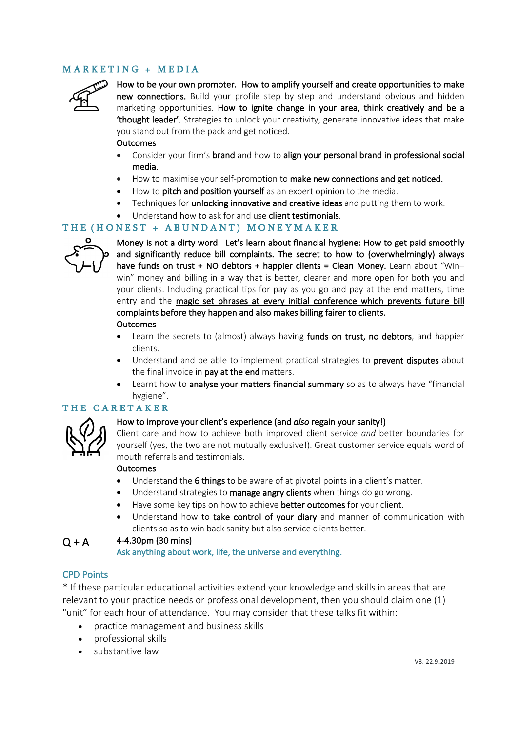## MARKETING + MEDIA

**How to be your own promoter. How to amplify yourself and create opportunities to make new connections.** Build your profile step by step and understand obvious and hidden marketing opportunities. **How to ignite change in your area, think creatively and be a 'thought leader'.** Strategies to unlock your creativity, generate innovative ideas that make you stand out from the pack and get noticed.

Outcomes

- Consider your firm's **brand** and how to **align your personal brand in professional social media**.
- How to maximise your self-promotion to **make new connections and get noticed.**
- How to **pitch and position yourself** as an expert opinion to the media.
- Techniques for **unlocking innovative and creative ideas** and putting them to work.
- Understand how to ask for and use **client testimonials**.

## THE (HONEST + ABUNDANT) MONEYMAKER

**Money is not a dirty word. Let's learn about financial hygiene: How to get paid smoothly and significantly reduce bill complaints. The secret to how to (overwhelmingly) always have funds on trust + NO debtors + happier clients = Clean Money.** Learn about "Win–win" money and billing in a way that is better, clearer and more open for both you and your clients. Including practical tips for pay as you go and pay at the end matters, time entry and the **magic set phrases at every initial conference which prevents future bill complaints before they happen and also makes billing fairer to clients.**

Outcomes

- Learn the secrets to (almost) always having **funds on trust, no debtors**, and happier clients.
- Understand and be able to implement practical strategies to **prevent disputes** about the final invoice in **pay at the end** matters.
- Learnt how to **analyse your matters financial summary** so as to always have "financial hygiene".

## THE CARETAKER

**How to improve your client's experience (and *also* regain your sanity!)**

Client care and how to achieve both improved client service *and* better boundaries for yourself (yes, the two are not mutually exclusive!). Great customer service equals word of mouth referrals and testimonials.

Outcomes

- Understand the **6 things** to be aware of at pivotal points in a client's matter.
- Understand strategies to **manage angry clients** when things do go wrong.
- Have some key tips on how to achieve **better outcomes** for your client.
- Understand how to **take control of your diary** and manner of communication with clients so as to win back sanity but also service clients better.

## Q + A

4-4.30pm (30 mins)

Ask anything about work, life, the universe and everything.

## CPD Points

* If these particular educational activities extend your knowledge and skills in areas that are relevant to your practice needs or professional development, then you should claim one (1) "unit" for each hour of attendance. You may consider that these talks fit within:

- practice management and business skills
- professional skills
- substantive law

V3. 22.9.2019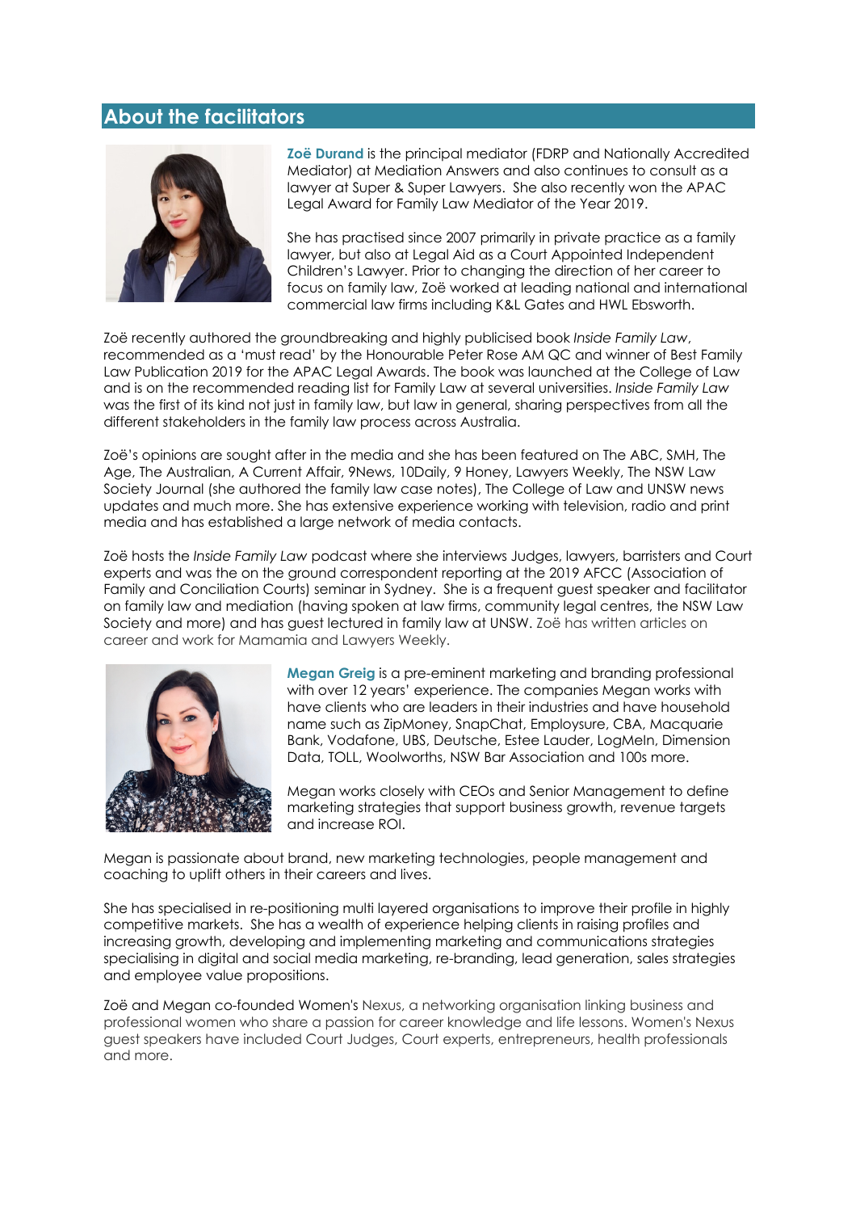## About the facilitators

**Zoë Durand** is the principal mediator (FDRP and Nationally Accredited Mediator) at Mediation Answers and also continues to consult as a lawyer at Super & Super Lawyers. She also recently won the APAC Legal Award for Family Law Mediator of the Year 2019.

She has practised since 2007 primarily in private practice as a family lawyer, but also at Legal Aid as a Court Appointed Independent Children's Lawyer. Prior to changing the direction of her career to focus on family law, Zoë worked at leading national and international commercial law firms including K&L Gates and HWL Ebsworth.

Zoë recently authored the groundbreaking and highly publicised book *Inside Family Law*, recommended as a 'must read' by the Honourable Peter Rose AM QC and winner of Best Family Law Publication 2019 for the APAC Legal Awards. The book was launched at the College of Law and is on the recommended reading list for Family Law at several universities. *Inside Family Law* was the first of its kind not just in family law, but law in general, sharing perspectives from all the different stakeholders in the family law process across Australia.

Zoë's opinions are sought after in the media and she has been featured on The ABC, SMH, The Age, The Australian, A Current Affair, 9News, 10Daily, 9 Honey, Lawyers Weekly, The NSW Law Society Journal (she authored the family law case notes), The College of Law and UNSW news updates and much more. She has extensive experience working with television, radio and print media and has established a large network of media contacts.

Zoë hosts the *Inside Family Law* podcast where she interviews Judges, lawyers, barristers and Court experts and was the on the ground correspondent reporting at the 2019 AFCC (Association of Family and Conciliation Courts) seminar in Sydney. She is a frequent guest speaker and facilitator on family law and mediation (having spoken at law firms, community legal centres, the NSW Law Society and more) and has guest lectured in family law at UNSW. Zoë has written articles on career and work for Mamamia and Lawyers Weekly.

**Megan Greig** is a pre-eminent marketing and branding professional with over 12 years' experience. The companies Megan works with have clients who are leaders in their industries and have household name such as ZipMoney, SnapChat, Employsure, CBA, Macquarie Bank, Vodafone, UBS, Deutsche, Estee Lauder, LogMeIn, Dimension Data, TOLL, Woolworths, NSW Bar Association and 100s more.

Megan works closely with CEOs and Senior Management to define marketing strategies that support business growth, revenue targets and increase ROI.

Megan is passionate about brand, new marketing technologies, people management and coaching to uplift others in their careers and lives.

She has specialised in re-positioning multi layered organisations to improve their profile in highly competitive markets. She has a wealth of experience helping clients in raising profiles and increasing growth, developing and implementing marketing and communications strategies specialising in digital and social media marketing, re-branding, lead generation, sales strategies and employee value propositions.

Zoë and Megan co-founded Women's Nexus, a networking organisation linking business and professional women who share a passion for career knowledge and life lessons. Women's Nexus guest speakers have included Court Judges, Court experts, entrepreneurs, health professionals and more.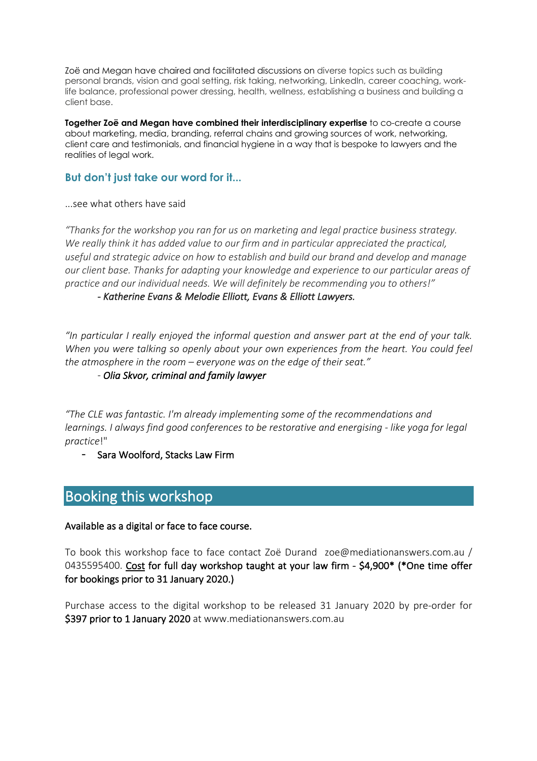Zoë and Megan have chaired and facilitated discussions on diverse topics such as building personal brands, vision and goal setting, risk taking, networking, LinkedIn, career coaching, work-life balance, professional power dressing, health, wellness, establishing a business and building a client base.

**Together Zoë and Megan have combined their interdisciplinary expertise** to co-create a course about marketing, media, branding, referral chains and growing sources of work, networking, client care and testimonials, and financial hygiene in a way that is bespoke to lawyers and the realities of legal work.

### But don't just take our word for it...

...see what others have said

*"Thanks for the workshop you ran for us on marketing and legal practice business strategy. We really think it has added value to our firm and in particular appreciated the practical, useful and strategic advice on how to establish and build our brand and develop and manage our client base. Thanks for adapting your knowledge and experience to our particular areas of practice and our individual needs. We will definitely be recommending you to others!"*

*- Katherine Evans & Melodie Elliott, Evans & Elliott Lawyers.*

*"In particular I really enjoyed the informal question and answer part at the end of your talk. When you were talking so openly about your own experiences from the heart. You could feel the atmosphere in the room – everyone was on the edge of their seat."*

- *Olia Skvor, criminal and family lawyer*

*"The CLE was fantastic. I'm already implementing some of the recommendations and learnings. I always find good conferences to be restorative and energising - like yoga for legal practice!"*

- Sara Woolford, Stacks Law Firm

## Booking this workshop

Available as a digital or face to face course.

To book this workshop face to face contact Zoë Durand zoe@mediationanswers.com.au / 0435595400. Cost for full day workshop taught at your law firm - $4,900* (*One time offer for bookings prior to 31 January 2020.)

Purchase access to the digital workshop to be released 31 January 2020 by pre-order for $397 prior to 1 January 2020 at www.mediationanswers.com.au